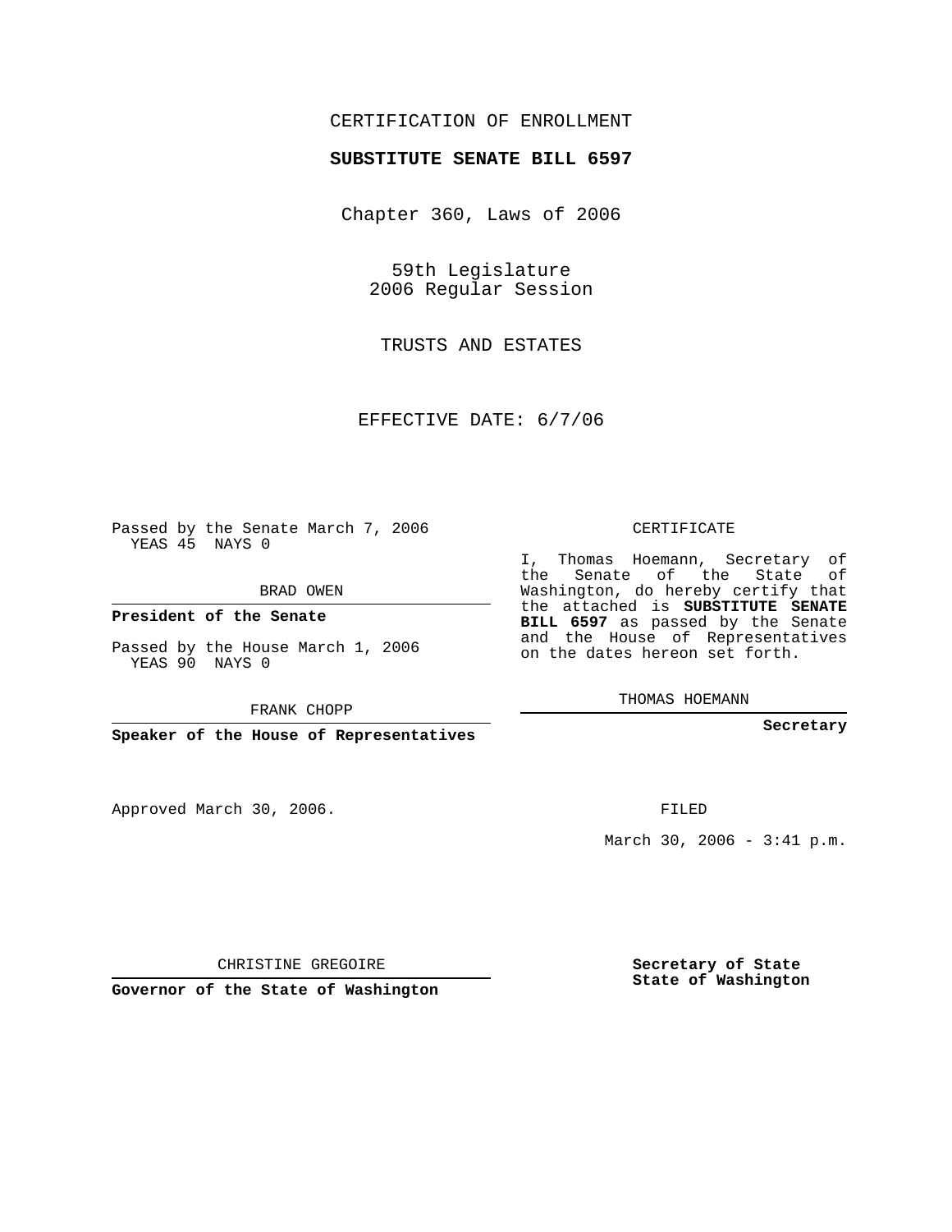CERTIFICATION OF ENROLLMENT

**SUBSTITUTE SENATE BILL 6597**

Chapter 360, Laws of 2006

59th Legislature
2006 Regular Session

TRUSTS AND ESTATES

EFFECTIVE DATE: 6/7/06

Passed by the Senate March 7, 2006
YEAS 45 NAYS 0

BRAD OWEN

**President of the Senate**

Passed by the House March 1, 2006
YEAS 90 NAYS 0

FRANK CHOPP

**Speaker of the House of Representatives**

CERTIFICATE

I, Thomas Hoemann, Secretary of the Senate of the State of Washington, do hereby certify that the attached is **SUBSTITUTE SENATE BILL 6597** as passed by the Senate and the House of Representatives on the dates hereon set forth.

THOMAS HOEMANN

**Secretary**

Approved March 30, 2006.

FILED

March 30, 2006 - 3:41 p.m.

CHRISTINE GREGOIRE

**Governor of the State of Washington**

**Secretary of State**
**State of Washington**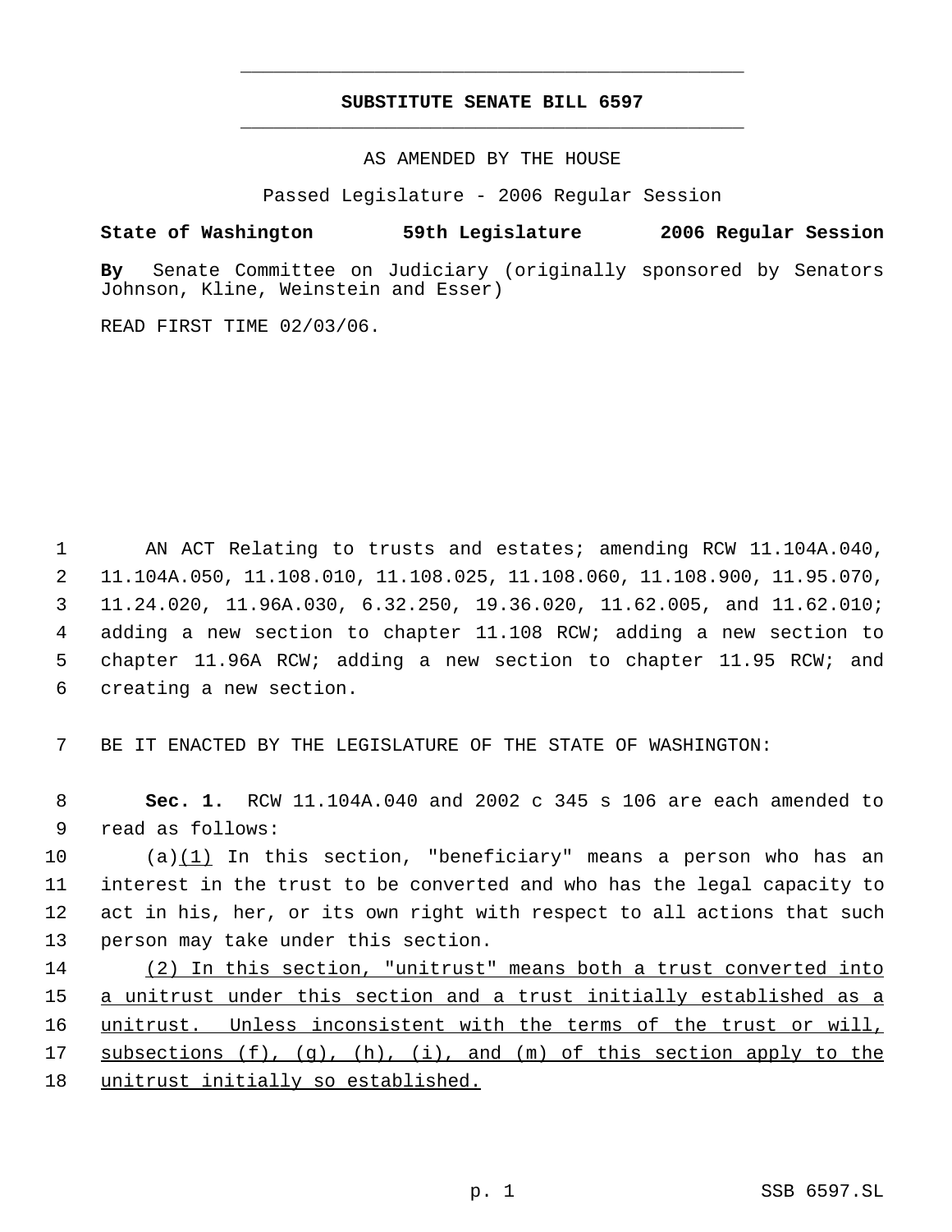# SUBSTITUTE SENATE BILL 6597

AS AMENDED BY THE HOUSE

Passed Legislature - 2006 Regular Session

**State of Washington 59th Legislature 2006 Regular Session**

**By** Senate Committee on Judiciary (originally sponsored by Senators Johnson, Kline, Weinstein and Esser)

READ FIRST TIME 02/03/06.

1 AN ACT Relating to trusts and estates; amending RCW 11.104A.040, 2 11.104A.050, 11.108.010, 11.108.025, 11.108.060, 11.108.900, 11.95.070, 3 11.24.020, 11.96A.030, 6.32.250, 19.36.020, 11.62.005, and 11.62.010; 4 adding a new section to chapter 11.108 RCW; adding a new section to 5 chapter 11.96A RCW; adding a new section to chapter 11.95 RCW; and 6 creating a new section.

7 BE IT ENACTED BY THE LEGISLATURE OF THE STATE OF WASHINGTON:

8 **Sec. 1.** RCW 11.104A.040 and 2002 c 345 s 106 are each amended to 9 read as follows:

10 (a)(1) In this section, "beneficiary" means a person who has an 11 interest in the trust to be converted and who has the legal capacity to 12 act in his, her, or its own right with respect to all actions that such 13 person may take under this section.

14 (2) In this section, "unitrust" means both a trust converted into 15 a unitrust under this section and a trust initially established as a 16 unitrust. Unless inconsistent with the terms of the trust or will, 17 subsections (f), (g), (h), (i), and (m) of this section apply to the 18 unitrust initially so established.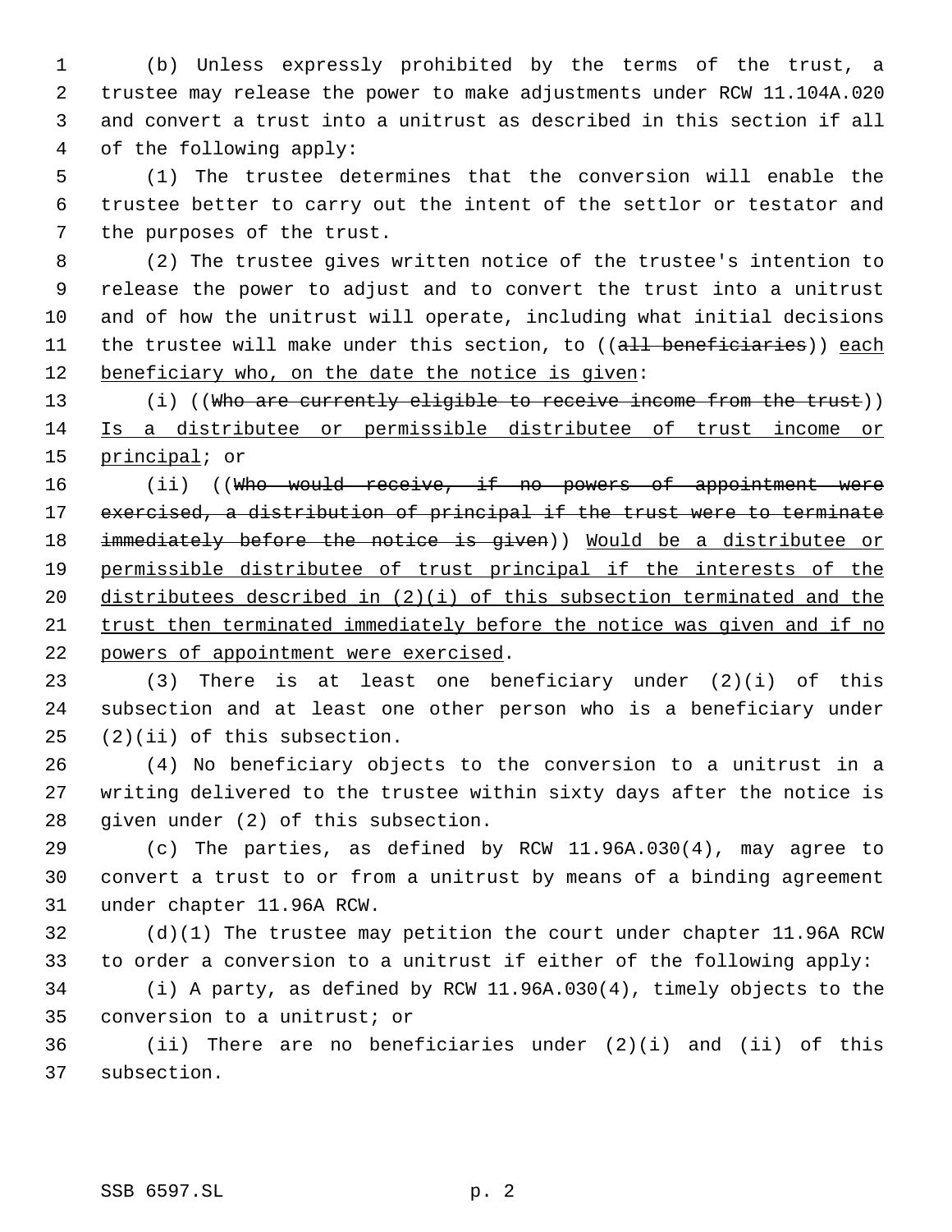(b) Unless expressly prohibited by the terms of the trust, a trustee may release the power to make adjustments under RCW 11.104A.020 and convert a trust into a unitrust as described in this section if all of the following apply:

(1) The trustee determines that the conversion will enable the trustee better to carry out the intent of the settlor or testator and the purposes of the trust.

(2) The trustee gives written notice of the trustee's intention to release the power to adjust and to convert the trust into a unitrust and of how the unitrust will operate, including what initial decisions the trustee will make under this section, to ((~~all beneficiaries~~)) <u>each beneficiary who, on the date the notice is given</u>:

(i) ((~~Who are currently eligible to receive income from the trust~~)) <u>Is a distributee or permissible distributee of trust income or principal</u>; or

(ii) ((~~Who would receive, if no powers of appointment were exercised, a distribution of principal if the trust were to terminate immediately before the notice is given~~)) <u>Would be a distributee or permissible distributee of trust principal if the interests of the distributees described in (2)(i) of this subsection terminated and the trust then terminated immediately before the notice was given and if no powers of appointment were exercised</u>.

(3) There is at least one beneficiary under (2)(i) of this subsection and at least one other person who is a beneficiary under (2)(ii) of this subsection.

(4) No beneficiary objects to the conversion to a unitrust in a writing delivered to the trustee within sixty days after the notice is given under (2) of this subsection.

(c) The parties, as defined by RCW 11.96A.030(4), may agree to convert a trust to or from a unitrust by means of a binding agreement under chapter 11.96A RCW.

(d)(1) The trustee may petition the court under chapter 11.96A RCW to order a conversion to a unitrust if either of the following apply:

(i) A party, as defined by RCW 11.96A.030(4), timely objects to the conversion to a unitrust; or

(ii) There are no beneficiaries under (2)(i) and (ii) of this subsection.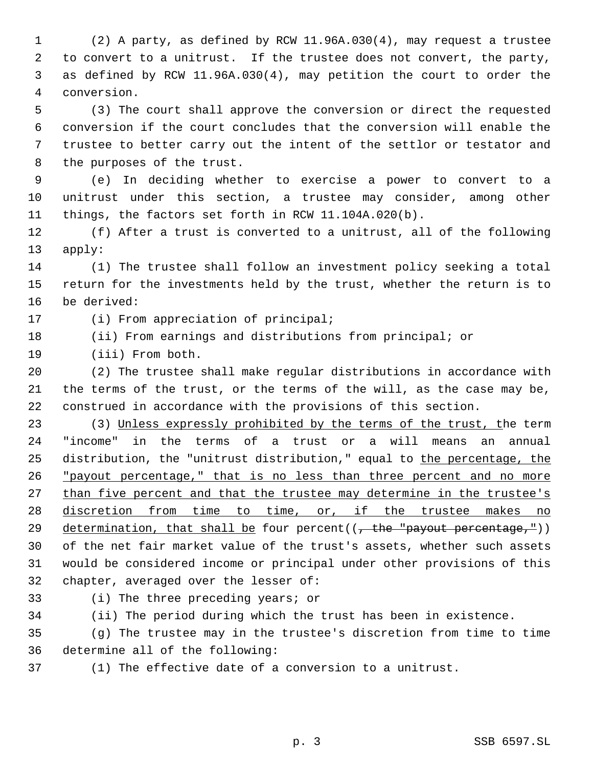(2) A party, as defined by RCW 11.96A.030(4), may request a trustee to convert to a unitrust. If the trustee does not convert, the party, as defined by RCW 11.96A.030(4), may petition the court to order the conversion.

(3) The court shall approve the conversion or direct the requested conversion if the court concludes that the conversion will enable the trustee to better carry out the intent of the settlor or testator and the purposes of the trust.

(e) In deciding whether to exercise a power to convert to a unitrust under this section, a trustee may consider, among other things, the factors set forth in RCW 11.104A.020(b).

(f) After a trust is converted to a unitrust, all of the following apply:

(1) The trustee shall follow an investment policy seeking a total return for the investments held by the trust, whether the return is to be derived:

(i) From appreciation of principal;

(ii) From earnings and distributions from principal; or

(iii) From both.

(2) The trustee shall make regular distributions in accordance with the terms of the trust, or the terms of the will, as the case may be, construed in accordance with the provisions of this section.

(3) <u>Unless expressly prohibited by the terms of the trust, t</u>he term "income" in the terms of a trust or a will means an annual distribution, the "unitrust distribution," equal to <u>the percentage, the "payout percentage," that is no less than three percent and no more than five percent and that the trustee may determine in the trustee's discretion from time to time, or, if the trustee makes no determination, that shall be</u> four percent((~~, the "payout percentage,"~~)) of the net fair market value of the trust's assets, whether such assets would be considered income or principal under other provisions of this chapter, averaged over the lesser of:

(i) The three preceding years; or

(ii) The period during which the trust has been in existence.

(g) The trustee may in the trustee's discretion from time to time determine all of the following:

(1) The effective date of a conversion to a unitrust.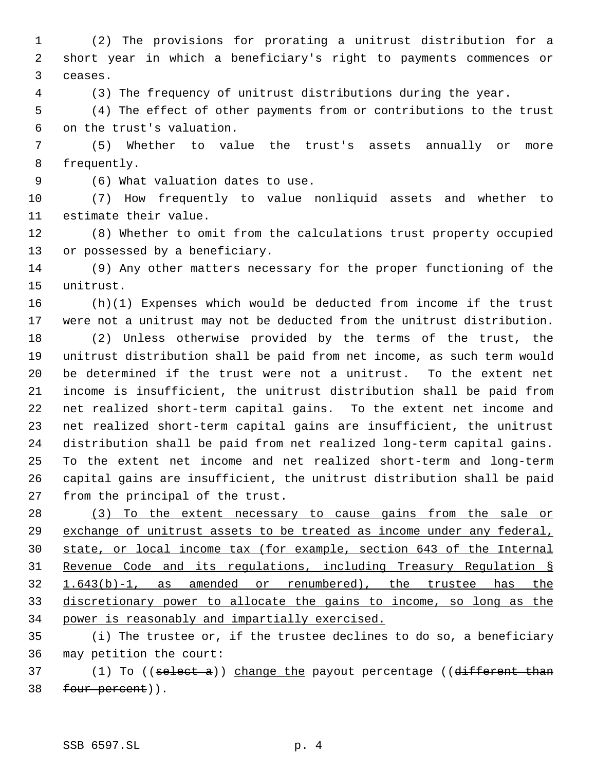(2) The provisions for prorating a unitrust distribution for a short year in which a beneficiary's right to payments commences or ceases.

(3) The frequency of unitrust distributions during the year.

(4) The effect of other payments from or contributions to the trust on the trust's valuation.

(5) Whether to value the trust's assets annually or more frequently.

(6) What valuation dates to use.

(7) How frequently to value nonliquid assets and whether to estimate their value.

(8) Whether to omit from the calculations trust property occupied or possessed by a beneficiary.

(9) Any other matters necessary for the proper functioning of the unitrust.

(h)(1) Expenses which would be deducted from income if the trust were not a unitrust may not be deducted from the unitrust distribution.

(2) Unless otherwise provided by the terms of the trust, the unitrust distribution shall be paid from net income, as such term would be determined if the trust were not a unitrust. To the extent net income is insufficient, the unitrust distribution shall be paid from net realized short-term capital gains. To the extent net income and net realized short-term capital gains are insufficient, the unitrust distribution shall be paid from net realized long-term capital gains. To the extent net income and net realized short-term and long-term capital gains are insufficient, the unitrust distribution shall be paid from the principal of the trust.

<u>(3) To the extent necessary to cause gains from the sale or exchange of unitrust assets to be treated as income under any federal, state, or local income tax (for example, section 643 of the Internal Revenue Code and its regulations, including Treasury Regulation § 1.643(b)-1, as amended or renumbered), the trustee has the discretionary power to allocate the gains to income, so long as the power is reasonably and impartially exercised.</u>

(i) The trustee or, if the trustee declines to do so, a beneficiary may petition the court:

(1) To ((~~select a~~)) <u>change the</u> payout percentage ((~~different than four percent~~)).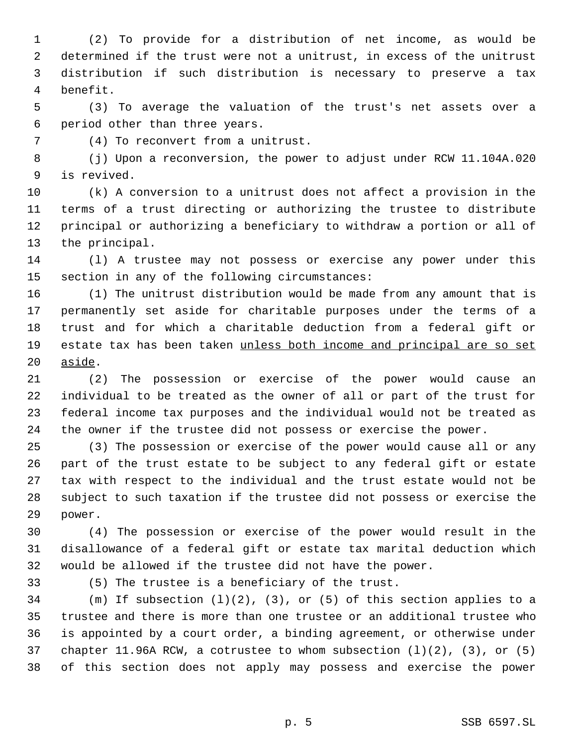(2) To provide for a distribution of net income, as would be determined if the trust were not a unitrust, in excess of the unitrust distribution if such distribution is necessary to preserve a tax benefit.

(3) To average the valuation of the trust's net assets over a period other than three years.

(4) To reconvert from a unitrust.

(j) Upon a reconversion, the power to adjust under RCW 11.104A.020 is revived.

(k) A conversion to a unitrust does not affect a provision in the terms of a trust directing or authorizing the trustee to distribute principal or authorizing a beneficiary to withdraw a portion or all of the principal.

(l) A trustee may not possess or exercise any power under this section in any of the following circumstances:

(1) The unitrust distribution would be made from any amount that is permanently set aside for charitable purposes under the terms of a trust and for which a charitable deduction from a federal gift or estate tax has been taken <u>unless both income and principal are so set aside</u>.

(2) The possession or exercise of the power would cause an individual to be treated as the owner of all or part of the trust for federal income tax purposes and the individual would not be treated as the owner if the trustee did not possess or exercise the power.

(3) The possession or exercise of the power would cause all or any part of the trust estate to be subject to any federal gift or estate tax with respect to the individual and the trust estate would not be subject to such taxation if the trustee did not possess or exercise the power.

(4) The possession or exercise of the power would result in the disallowance of a federal gift or estate tax marital deduction which would be allowed if the trustee did not have the power.

(5) The trustee is a beneficiary of the trust.

(m) If subsection (l)(2), (3), or (5) of this section applies to a trustee and there is more than one trustee or an additional trustee who is appointed by a court order, a binding agreement, or otherwise under chapter 11.96A RCW, a cotrustee to whom subsection (l)(2), (3), or (5) of this section does not apply may possess and exercise the power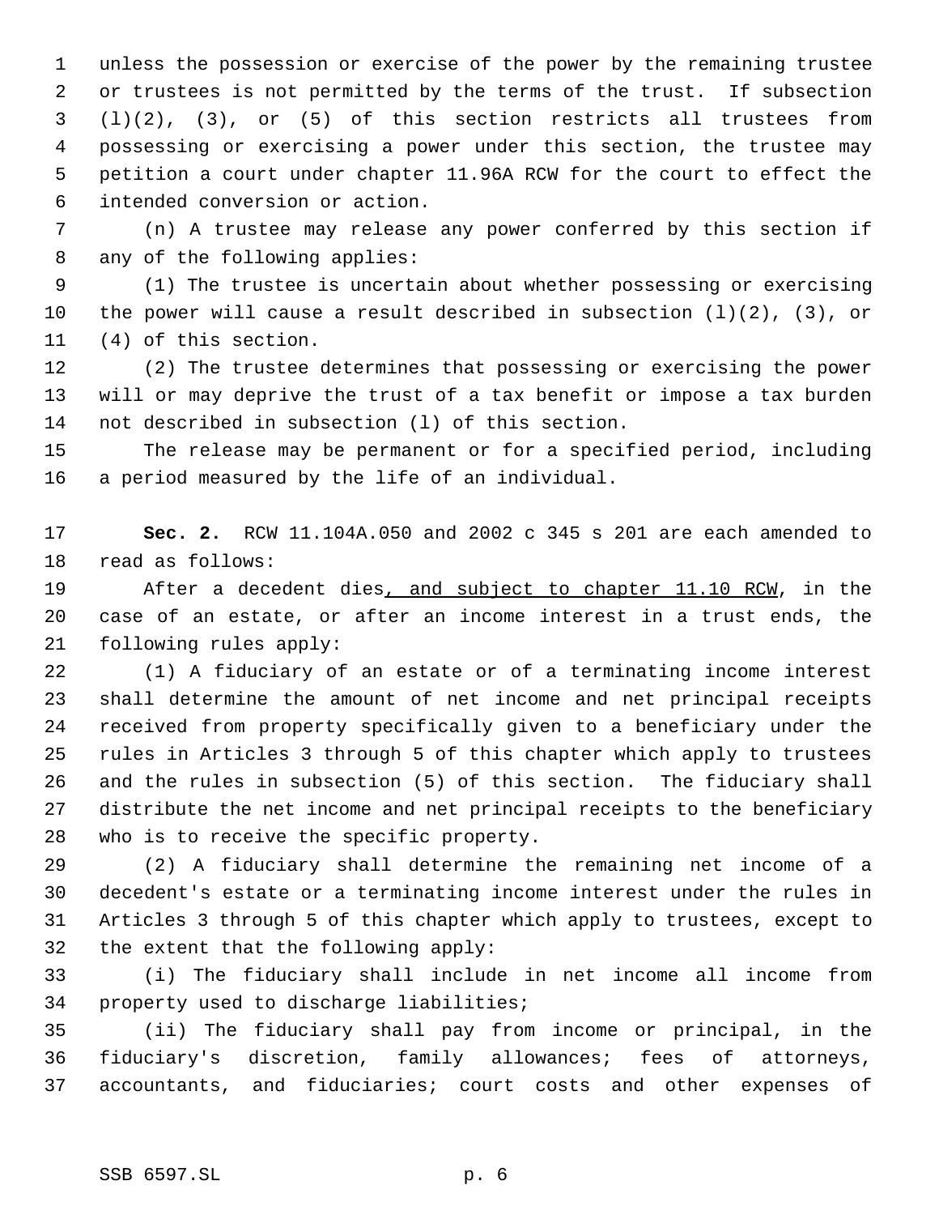unless the possession or exercise of the power by the remaining trustee or trustees is not permitted by the terms of the trust. If subsection (l)(2), (3), or (5) of this section restricts all trustees from possessing or exercising a power under this section, the trustee may petition a court under chapter 11.96A RCW for the court to effect the intended conversion or action.

(n) A trustee may release any power conferred by this section if any of the following applies:

(1) The trustee is uncertain about whether possessing or exercising the power will cause a result described in subsection (l)(2), (3), or (4) of this section.

(2) The trustee determines that possessing or exercising the power will or may deprive the trust of a tax benefit or impose a tax burden not described in subsection (l) of this section.

The release may be permanent or for a specified period, including a period measured by the life of an individual.

**Sec. 2.** RCW 11.104A.050 and 2002 c 345 s 201 are each amended to read as follows:

After a decedent dies<u>, and subject to chapter 11.10 RCW</u>, in the case of an estate, or after an income interest in a trust ends, the following rules apply:

(1) A fiduciary of an estate or of a terminating income interest shall determine the amount of net income and net principal receipts received from property specifically given to a beneficiary under the rules in Articles 3 through 5 of this chapter which apply to trustees and the rules in subsection (5) of this section. The fiduciary shall distribute the net income and net principal receipts to the beneficiary who is to receive the specific property.

(2) A fiduciary shall determine the remaining net income of a decedent's estate or a terminating income interest under the rules in Articles 3 through 5 of this chapter which apply to trustees, except to the extent that the following apply:

(i) The fiduciary shall include in net income all income from property used to discharge liabilities;

(ii) The fiduciary shall pay from income or principal, in the fiduciary's discretion, family allowances; fees of attorneys, accountants, and fiduciaries; court costs and other expenses of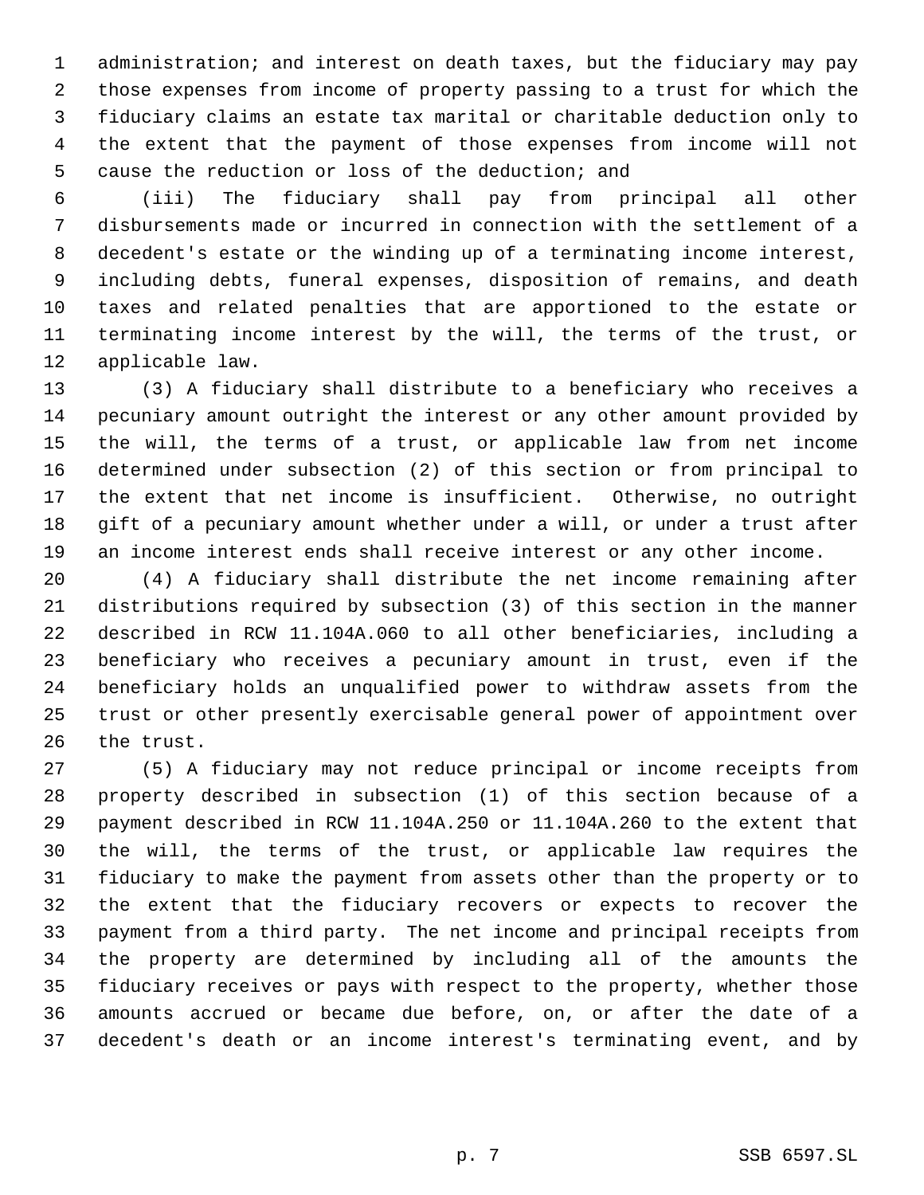administration; and interest on death taxes, but the fiduciary may pay those expenses from income of property passing to a trust for which the fiduciary claims an estate tax marital or charitable deduction only to the extent that the payment of those expenses from income will not cause the reduction or loss of the deduction; and

(iii) The fiduciary shall pay from principal all other disbursements made or incurred in connection with the settlement of a decedent's estate or the winding up of a terminating income interest, including debts, funeral expenses, disposition of remains, and death taxes and related penalties that are apportioned to the estate or terminating income interest by the will, the terms of the trust, or applicable law.

(3) A fiduciary shall distribute to a beneficiary who receives a pecuniary amount outright the interest or any other amount provided by the will, the terms of a trust, or applicable law from net income determined under subsection (2) of this section or from principal to the extent that net income is insufficient. Otherwise, no outright gift of a pecuniary amount whether under a will, or under a trust after an income interest ends shall receive interest or any other income.

(4) A fiduciary shall distribute the net income remaining after distributions required by subsection (3) of this section in the manner described in RCW 11.104A.060 to all other beneficiaries, including a beneficiary who receives a pecuniary amount in trust, even if the beneficiary holds an unqualified power to withdraw assets from the trust or other presently exercisable general power of appointment over the trust.

(5) A fiduciary may not reduce principal or income receipts from property described in subsection (1) of this section because of a payment described in RCW 11.104A.250 or 11.104A.260 to the extent that the will, the terms of the trust, or applicable law requires the fiduciary to make the payment from assets other than the property or to the extent that the fiduciary recovers or expects to recover the payment from a third party. The net income and principal receipts from the property are determined by including all of the amounts the fiduciary receives or pays with respect to the property, whether those amounts accrued or became due before, on, or after the date of a decedent's death or an income interest's terminating event, and by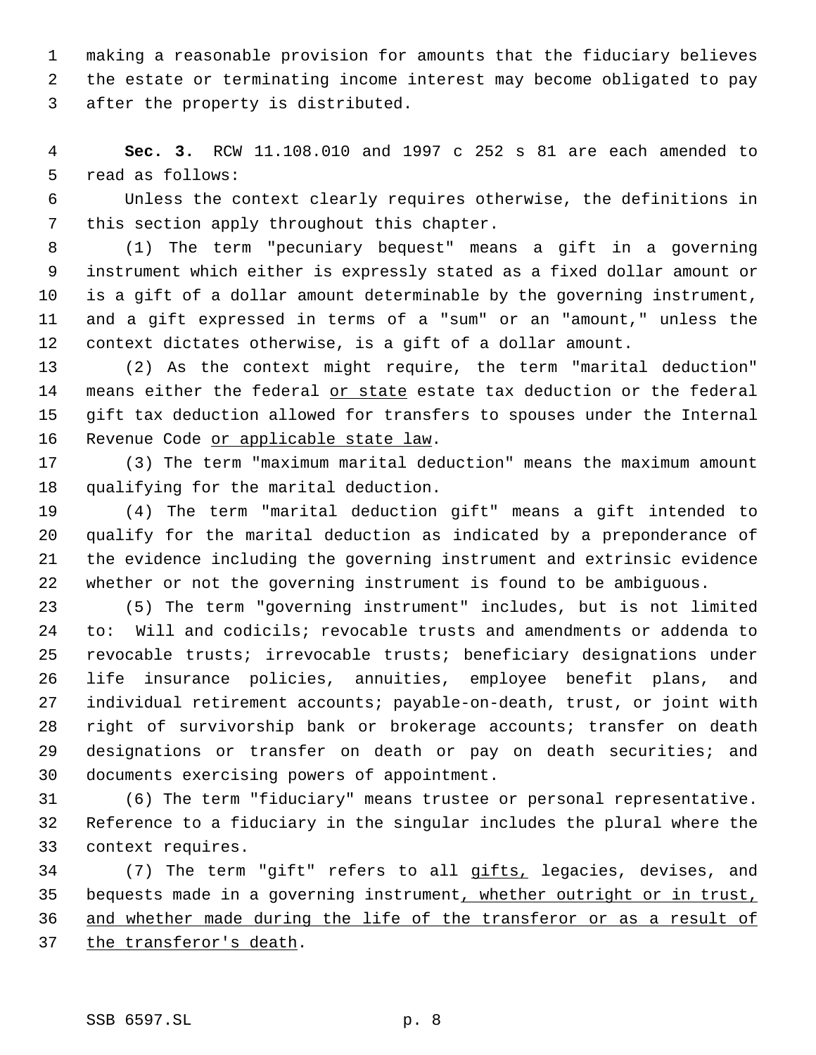making a reasonable provision for amounts that the fiduciary believes the estate or terminating income interest may become obligated to pay after the property is distributed.

**Sec. 3.** RCW 11.108.010 and 1997 c 252 s 81 are each amended to read as follows:

Unless the context clearly requires otherwise, the definitions in this section apply throughout this chapter.

(1) The term "pecuniary bequest" means a gift in a governing instrument which either is expressly stated as a fixed dollar amount or is a gift of a dollar amount determinable by the governing instrument, and a gift expressed in terms of a "sum" or an "amount," unless the context dictates otherwise, is a gift of a dollar amount.

(2) As the context might require, the term "marital deduction" means either the federal <u>or state</u> estate tax deduction or the federal gift tax deduction allowed for transfers to spouses under the Internal Revenue Code <u>or applicable state law</u>.

(3) The term "maximum marital deduction" means the maximum amount qualifying for the marital deduction.

(4) The term "marital deduction gift" means a gift intended to qualify for the marital deduction as indicated by a preponderance of the evidence including the governing instrument and extrinsic evidence whether or not the governing instrument is found to be ambiguous.

(5) The term "governing instrument" includes, but is not limited to: Will and codicils; revocable trusts and amendments or addenda to revocable trusts; irrevocable trusts; beneficiary designations under life insurance policies, annuities, employee benefit plans, and individual retirement accounts; payable-on-death, trust, or joint with right of survivorship bank or brokerage accounts; transfer on death designations or transfer on death or pay on death securities; and documents exercising powers of appointment.

(6) The term "fiduciary" means trustee or personal representative. Reference to a fiduciary in the singular includes the plural where the context requires.

(7) The term "gift" refers to all <u>gifts,</u> legacies, devises, and bequests made in a governing instrument<u>, whether outright or in trust, and whether made during the life of the transferor or as a result of the transferor's death</u>.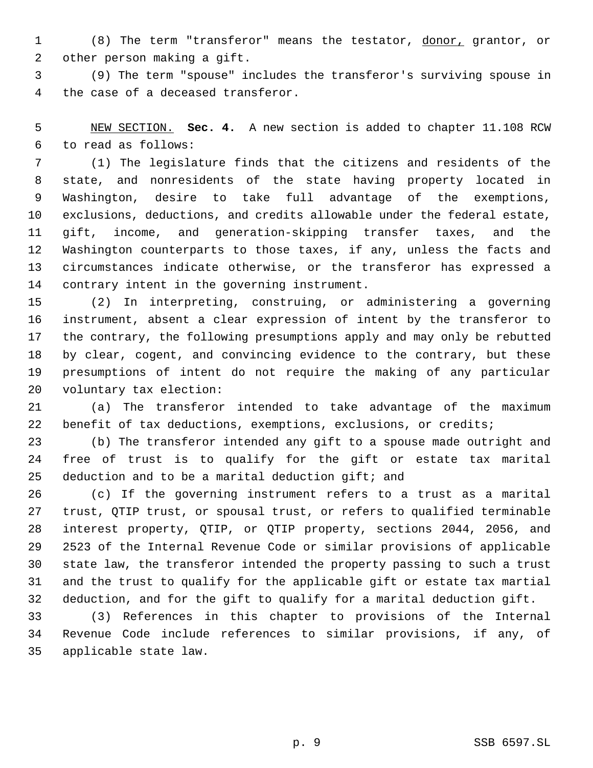(8) The term "transferor" means the testator, donor, grantor, or other person making a gift.

(9) The term "spouse" includes the transferor's surviving spouse in the case of a deceased transferor.

NEW SECTION. **Sec. 4.** A new section is added to chapter 11.108 RCW to read as follows:

(1) The legislature finds that the citizens and residents of the state, and nonresidents of the state having property located in Washington, desire to take full advantage of the exemptions, exclusions, deductions, and credits allowable under the federal estate, gift, income, and generation-skipping transfer taxes, and the Washington counterparts to those taxes, if any, unless the facts and circumstances indicate otherwise, or the transferor has expressed a contrary intent in the governing instrument.

(2) In interpreting, construing, or administering a governing instrument, absent a clear expression of intent by the transferor to the contrary, the following presumptions apply and may only be rebutted by clear, cogent, and convincing evidence to the contrary, but these presumptions of intent do not require the making of any particular voluntary tax election:

(a) The transferor intended to take advantage of the maximum benefit of tax deductions, exemptions, exclusions, or credits;

(b) The transferor intended any gift to a spouse made outright and free of trust is to qualify for the gift or estate tax marital deduction and to be a marital deduction gift; and

(c) If the governing instrument refers to a trust as a marital trust, QTIP trust, or spousal trust, or refers to qualified terminable interest property, QTIP, or QTIP property, sections 2044, 2056, and 2523 of the Internal Revenue Code or similar provisions of applicable state law, the transferor intended the property passing to such a trust and the trust to qualify for the applicable gift or estate tax martial deduction, and for the gift to qualify for a marital deduction gift.

(3) References in this chapter to provisions of the Internal Revenue Code include references to similar provisions, if any, of applicable state law.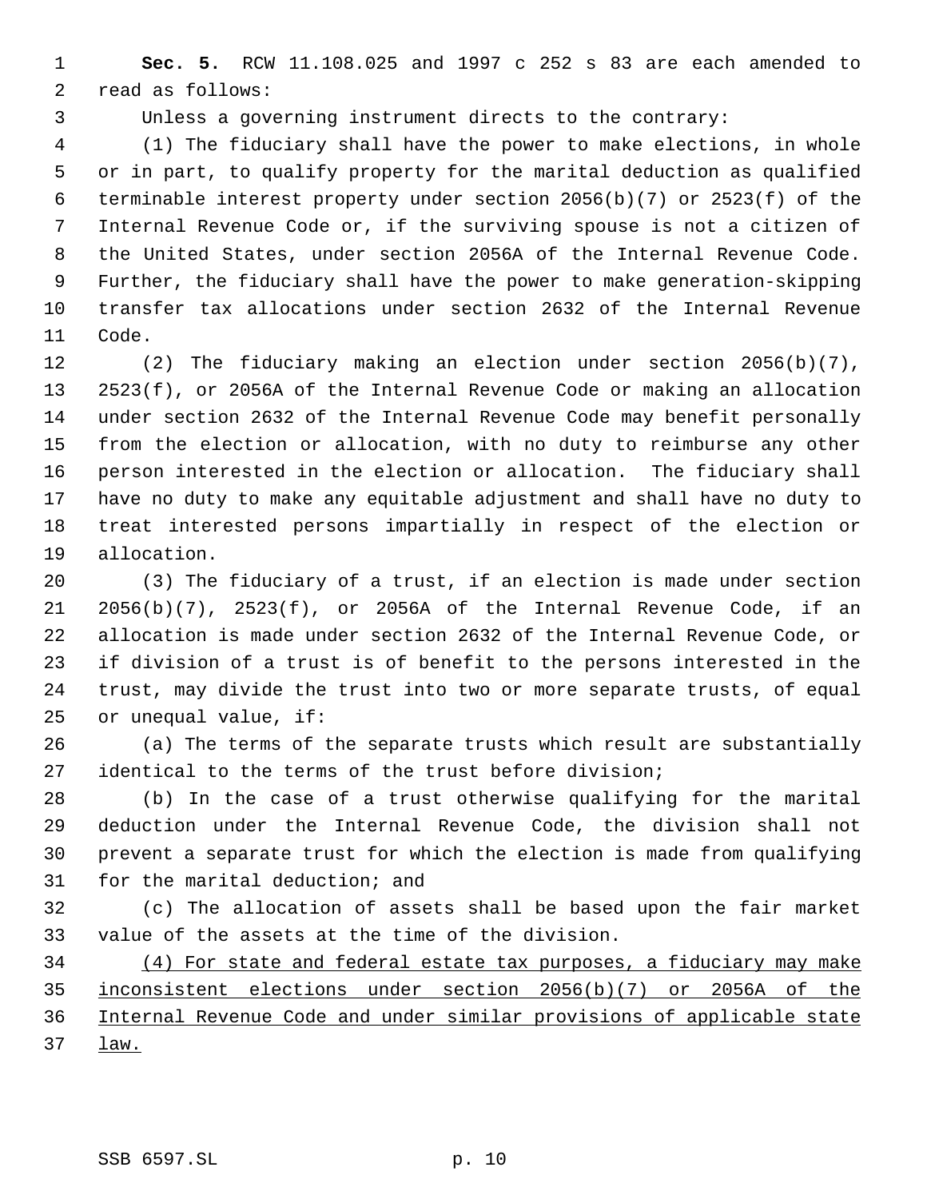**Sec. 5.** RCW 11.108.025 and 1997 c 252 s 83 are each amended to read as follows:

Unless a governing instrument directs to the contrary:

(1) The fiduciary shall have the power to make elections, in whole or in part, to qualify property for the marital deduction as qualified terminable interest property under section 2056(b)(7) or 2523(f) of the Internal Revenue Code or, if the surviving spouse is not a citizen of the United States, under section 2056A of the Internal Revenue Code. Further, the fiduciary shall have the power to make generation-skipping transfer tax allocations under section 2632 of the Internal Revenue Code.

(2) The fiduciary making an election under section 2056(b)(7), 2523(f), or 2056A of the Internal Revenue Code or making an allocation under section 2632 of the Internal Revenue Code may benefit personally from the election or allocation, with no duty to reimburse any other person interested in the election or allocation. The fiduciary shall have no duty to make any equitable adjustment and shall have no duty to treat interested persons impartially in respect of the election or allocation.

(3) The fiduciary of a trust, if an election is made under section 2056(b)(7), 2523(f), or 2056A of the Internal Revenue Code, if an allocation is made under section 2632 of the Internal Revenue Code, or if division of a trust is of benefit to the persons interested in the trust, may divide the trust into two or more separate trusts, of equal or unequal value, if:

(a) The terms of the separate trusts which result are substantially identical to the terms of the trust before division;

(b) In the case of a trust otherwise qualifying for the marital deduction under the Internal Revenue Code, the division shall not prevent a separate trust for which the election is made from qualifying for the marital deduction; and

(c) The allocation of assets shall be based upon the fair market value of the assets at the time of the division.

<u>(4) For state and federal estate tax purposes, a fiduciary may make inconsistent elections under section 2056(b)(7) or 2056A of the Internal Revenue Code and under similar provisions of applicable state law.</u>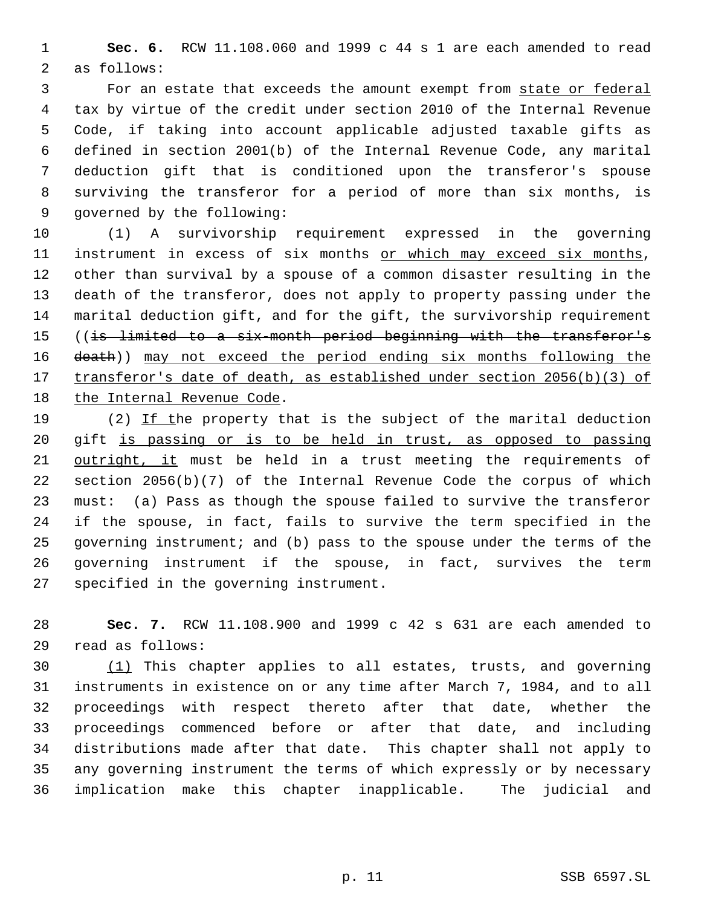**Sec. 6.** RCW 11.108.060 and 1999 c 44 s 1 are each amended to read as follows:

For an estate that exceeds the amount exempt from state or federal tax by virtue of the credit under section 2010 of the Internal Revenue Code, if taking into account applicable adjusted taxable gifts as defined in section 2001(b) of the Internal Revenue Code, any marital deduction gift that is conditioned upon the transferor's spouse surviving the transferor for a period of more than six months, is governed by the following:

(1) A survivorship requirement expressed in the governing instrument in excess of six months or which may exceed six months, other than survival by a spouse of a common disaster resulting in the death of the transferor, does not apply to property passing under the marital deduction gift, and for the gift, the survivorship requirement ((~~is limited to a six-month period beginning with the transferor's death~~)) may not exceed the period ending six months following the transferor's date of death, as established under section 2056(b)(3) of the Internal Revenue Code.

(2) If the property that is the subject of the marital deduction gift is passing or is to be held in trust, as opposed to passing outright, it must be held in a trust meeting the requirements of section 2056(b)(7) of the Internal Revenue Code the corpus of which must: (a) Pass as though the spouse failed to survive the transferor if the spouse, in fact, fails to survive the term specified in the governing instrument; and (b) pass to the spouse under the terms of the governing instrument if the spouse, in fact, survives the term specified in the governing instrument.

**Sec. 7.** RCW 11.108.900 and 1999 c 42 s 631 are each amended to read as follows:

(1) This chapter applies to all estates, trusts, and governing instruments in existence on or any time after March 7, 1984, and to all proceedings with respect thereto after that date, whether the proceedings commenced before or after that date, and including distributions made after that date. This chapter shall not apply to any governing instrument the terms of which expressly or by necessary implication make this chapter inapplicable. The judicial and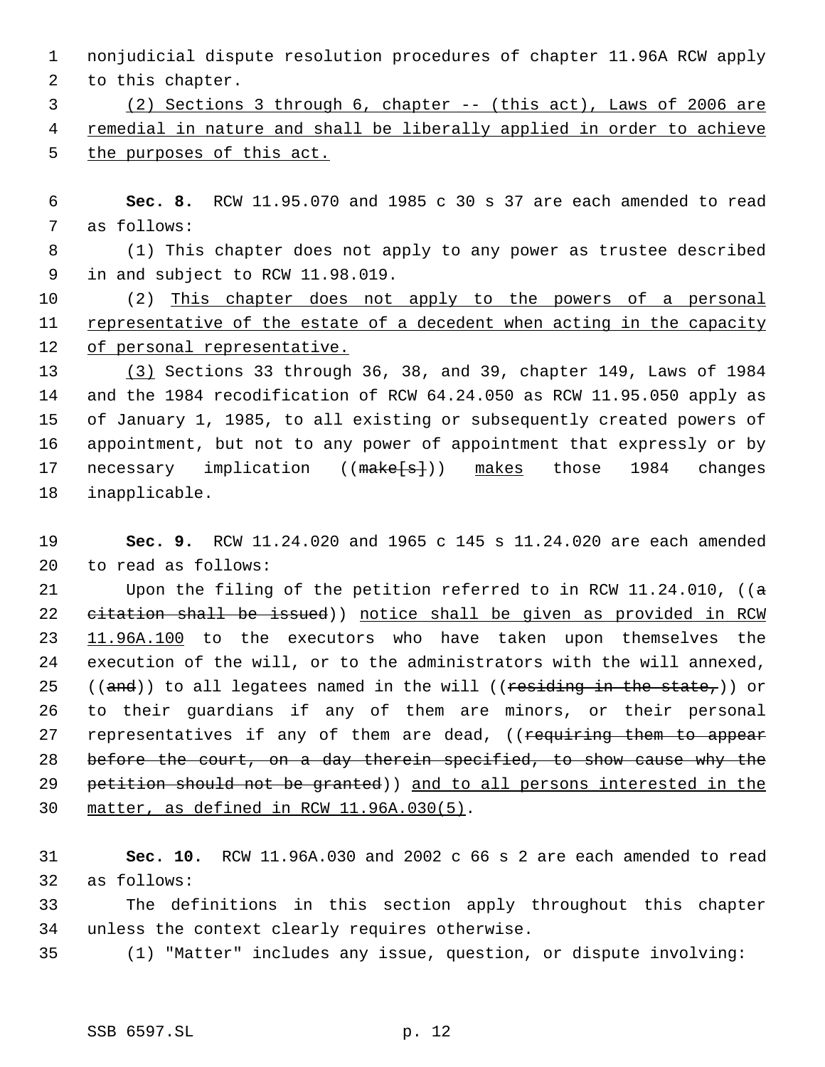nonjudicial dispute resolution procedures of chapter 11.96A RCW apply to this chapter.

(2) Sections 3 through 6, chapter -- (this act), Laws of 2006 are remedial in nature and shall be liberally applied in order to achieve the purposes of this act.

**Sec. 8.** RCW 11.95.070 and 1985 c 30 s 37 are each amended to read as follows:

(1) This chapter does not apply to any power as trustee described in and subject to RCW 11.98.019.

(2) This chapter does not apply to the powers of a personal representative of the estate of a decedent when acting in the capacity of personal representative.

(3) Sections 33 through 36, 38, and 39, chapter 149, Laws of 1984 and the 1984 recodification of RCW 64.24.050 as RCW 11.95.050 apply as of January 1, 1985, to all existing or subsequently created powers of appointment, but not to any power of appointment that expressly or by necessary implication ((~~make[s]~~)) makes those 1984 changes inapplicable.

**Sec. 9.** RCW 11.24.020 and 1965 c 145 s 11.24.020 are each amended to read as follows:

Upon the filing of the petition referred to in RCW 11.24.010, ((~~a citation shall be issued~~)) notice shall be given as provided in RCW 11.96A.100 to the executors who have taken upon themselves the execution of the will, or to the administrators with the will annexed, ((~~and~~)) to all legatees named in the will ((~~residing in the state,~~)) or to their guardians if any of them are minors, or their personal representatives if any of them are dead, ((~~requiring them to appear before the court, on a day therein specified, to show cause why the petition should not be granted~~)) and to all persons interested in the matter, as defined in RCW 11.96A.030(5).

**Sec. 10.** RCW 11.96A.030 and 2002 c 66 s 2 are each amended to read as follows:

The definitions in this section apply throughout this chapter unless the context clearly requires otherwise.

(1) "Matter" includes any issue, question, or dispute involving: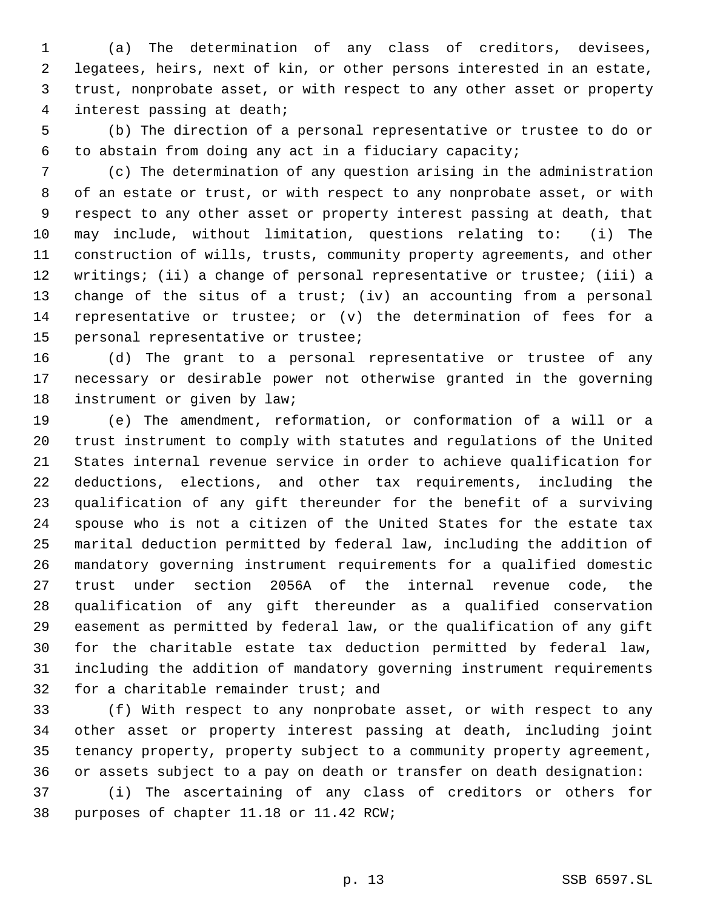(a) The determination of any class of creditors, devisees, legatees, heirs, next of kin, or other persons interested in an estate, trust, nonprobate asset, or with respect to any other asset or property interest passing at death;

(b) The direction of a personal representative or trustee to do or to abstain from doing any act in a fiduciary capacity;

(c) The determination of any question arising in the administration of an estate or trust, or with respect to any nonprobate asset, or with respect to any other asset or property interest passing at death, that may include, without limitation, questions relating to: (i) The construction of wills, trusts, community property agreements, and other writings; (ii) a change of personal representative or trustee; (iii) a change of the situs of a trust; (iv) an accounting from a personal representative or trustee; or (v) the determination of fees for a personal representative or trustee;

(d) The grant to a personal representative or trustee of any necessary or desirable power not otherwise granted in the governing instrument or given by law;

(e) The amendment, reformation, or conformation of a will or a trust instrument to comply with statutes and regulations of the United States internal revenue service in order to achieve qualification for deductions, elections, and other tax requirements, including the qualification of any gift thereunder for the benefit of a surviving spouse who is not a citizen of the United States for the estate tax marital deduction permitted by federal law, including the addition of mandatory governing instrument requirements for a qualified domestic trust under section 2056A of the internal revenue code, the qualification of any gift thereunder as a qualified conservation easement as permitted by federal law, or the qualification of any gift for the charitable estate tax deduction permitted by federal law, including the addition of mandatory governing instrument requirements for a charitable remainder trust; and

(f) With respect to any nonprobate asset, or with respect to any other asset or property interest passing at death, including joint tenancy property, property subject to a community property agreement, or assets subject to a pay on death or transfer on death designation:

(i) The ascertaining of any class of creditors or others for purposes of chapter 11.18 or 11.42 RCW;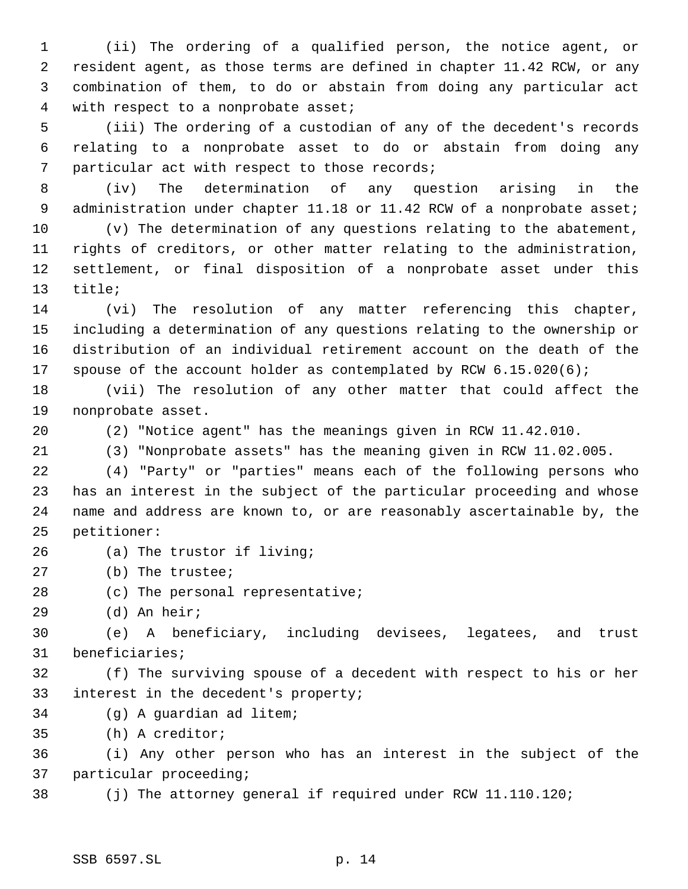(ii) The ordering of a qualified person, the notice agent, or resident agent, as those terms are defined in chapter 11.42 RCW, or any combination of them, to do or abstain from doing any particular act with respect to a nonprobate asset;

(iii) The ordering of a custodian of any of the decedent's records relating to a nonprobate asset to do or abstain from doing any particular act with respect to those records;

(iv) The determination of any question arising in the administration under chapter 11.18 or 11.42 RCW of a nonprobate asset;

(v) The determination of any questions relating to the abatement, rights of creditors, or other matter relating to the administration, settlement, or final disposition of a nonprobate asset under this title;

(vi) The resolution of any matter referencing this chapter, including a determination of any questions relating to the ownership or distribution of an individual retirement account on the death of the spouse of the account holder as contemplated by RCW 6.15.020(6);

(vii) The resolution of any other matter that could affect the nonprobate asset.

(2) "Notice agent" has the meanings given in RCW 11.42.010.

(3) "Nonprobate assets" has the meaning given in RCW 11.02.005.

(4) "Party" or "parties" means each of the following persons who has an interest in the subject of the particular proceeding and whose name and address are known to, or are reasonably ascertainable by, the petitioner:

(a) The trustor if living;

(b) The trustee;

(c) The personal representative;

(d) An heir;

(e) A beneficiary, including devisees, legatees, and trust beneficiaries;

(f) The surviving spouse of a decedent with respect to his or her interest in the decedent's property;

(g) A guardian ad litem;

(h) A creditor;

(i) Any other person who has an interest in the subject of the particular proceeding;

(j) The attorney general if required under RCW 11.110.120;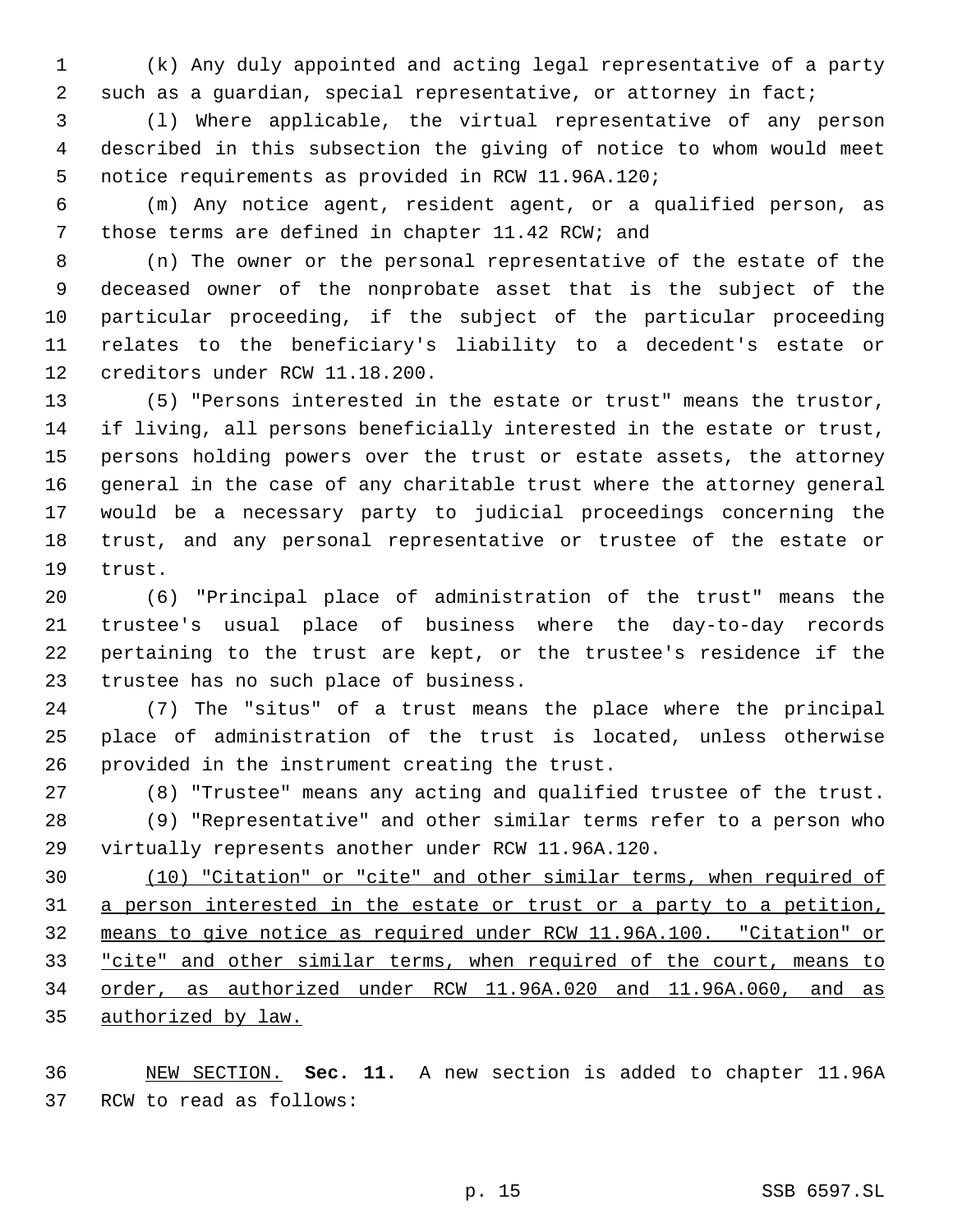(k) Any duly appointed and acting legal representative of a party such as a guardian, special representative, or attorney in fact;

(l) Where applicable, the virtual representative of any person described in this subsection the giving of notice to whom would meet notice requirements as provided in RCW 11.96A.120;

(m) Any notice agent, resident agent, or a qualified person, as those terms are defined in chapter 11.42 RCW; and

(n) The owner or the personal representative of the estate of the deceased owner of the nonprobate asset that is the subject of the particular proceeding, if the subject of the particular proceeding relates to the beneficiary's liability to a decedent's estate or creditors under RCW 11.18.200.

(5) "Persons interested in the estate or trust" means the trustor, if living, all persons beneficially interested in the estate or trust, persons holding powers over the trust or estate assets, the attorney general in the case of any charitable trust where the attorney general would be a necessary party to judicial proceedings concerning the trust, and any personal representative or trustee of the estate or trust.

(6) "Principal place of administration of the trust" means the trustee's usual place of business where the day-to-day records pertaining to the trust are kept, or the trustee's residence if the trustee has no such place of business.

(7) The "situs" of a trust means the place where the principal place of administration of the trust is located, unless otherwise provided in the instrument creating the trust.

(8) "Trustee" means any acting and qualified trustee of the trust.

(9) "Representative" and other similar terms refer to a person who virtually represents another under RCW 11.96A.120.

<u>(10) "Citation" or "cite" and other similar terms, when required of a person interested in the estate or trust or a party to a petition, means to give notice as required under RCW 11.96A.100. "Citation" or "cite" and other similar terms, when required of the court, means to order, as authorized under RCW 11.96A.020 and 11.96A.060, and as authorized by law.</u>

<u>NEW SECTION.</u> **Sec. 11.** A new section is added to chapter 11.96A RCW to read as follows: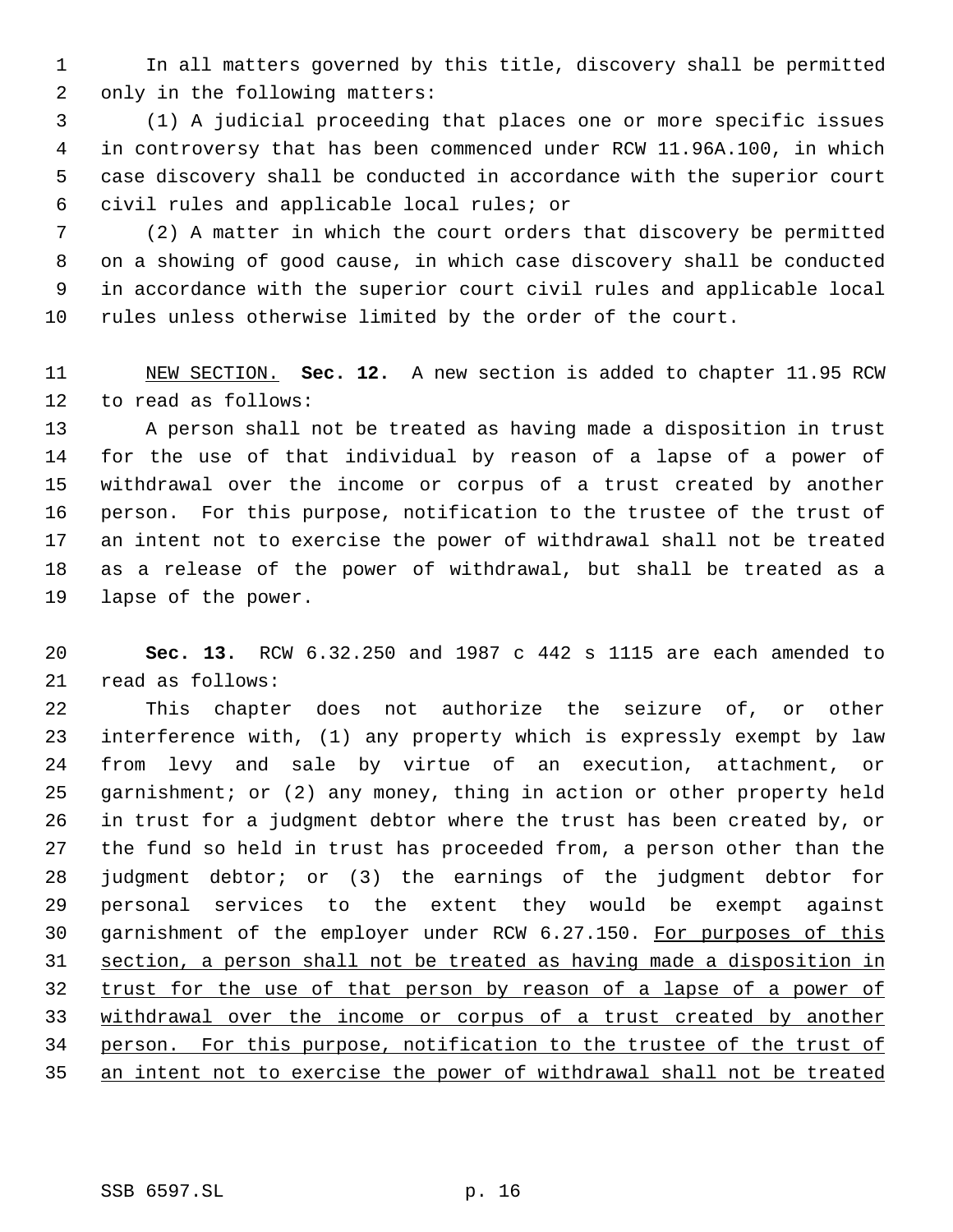In all matters governed by this title, discovery shall be permitted only in the following matters:

(1) A judicial proceeding that places one or more specific issues in controversy that has been commenced under RCW 11.96A.100, in which case discovery shall be conducted in accordance with the superior court civil rules and applicable local rules; or

(2) A matter in which the court orders that discovery be permitted on a showing of good cause, in which case discovery shall be conducted in accordance with the superior court civil rules and applicable local rules unless otherwise limited by the order of the court.

NEW SECTION. **Sec. 12.** A new section is added to chapter 11.95 RCW to read as follows:

A person shall not be treated as having made a disposition in trust for the use of that individual by reason of a lapse of a power of withdrawal over the income or corpus of a trust created by another person. For this purpose, notification to the trustee of the trust of an intent not to exercise the power of withdrawal shall not be treated as a release of the power of withdrawal, but shall be treated as a lapse of the power.

**Sec. 13.** RCW 6.32.250 and 1987 c 442 s 1115 are each amended to read as follows:

This chapter does not authorize the seizure of, or other interference with, (1) any property which is expressly exempt by law from levy and sale by virtue of an execution, attachment, or garnishment; or (2) any money, thing in action or other property held in trust for a judgment debtor where the trust has been created by, or the fund so held in trust has proceeded from, a person other than the judgment debtor; or (3) the earnings of the judgment debtor for personal services to the extent they would be exempt against garnishment of the employer under RCW 6.27.150. For purposes of this section, a person shall not be treated as having made a disposition in trust for the use of that person by reason of a lapse of a power of withdrawal over the income or corpus of a trust created by another person. For this purpose, notification to the trustee of the trust of an intent not to exercise the power of withdrawal shall not be treated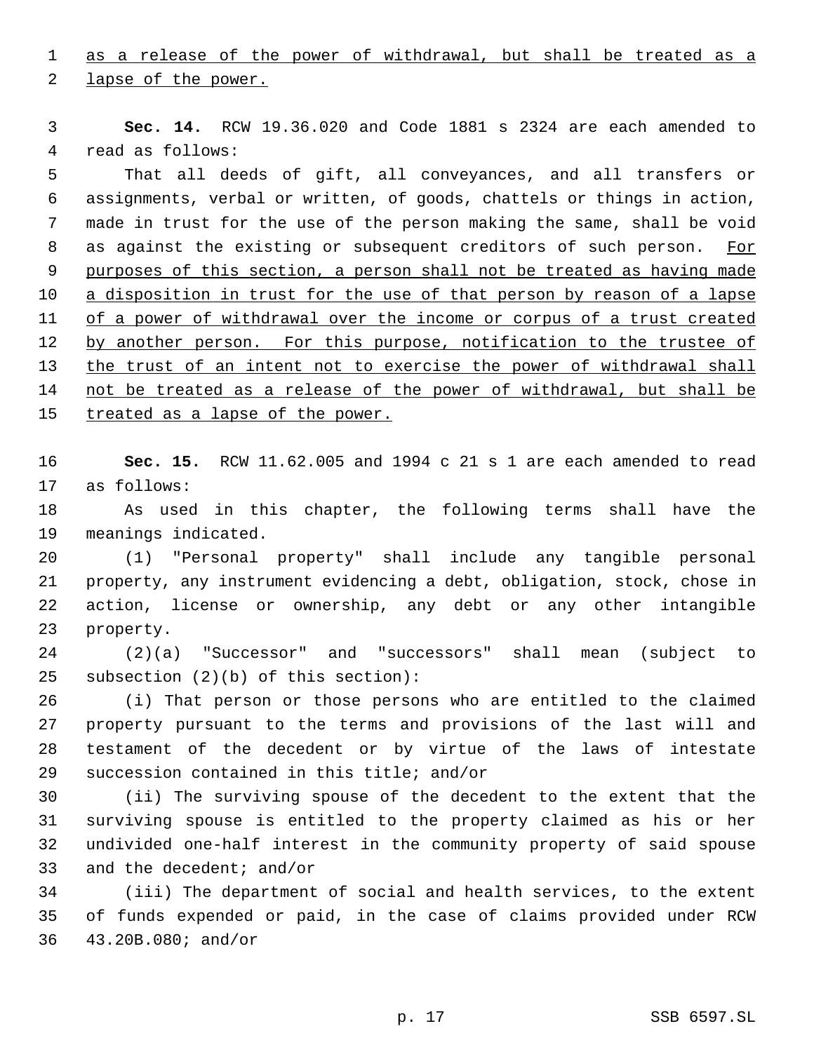as a release of the power of withdrawal, but shall be treated as a lapse of the power.

**Sec. 14.** RCW 19.36.020 and Code 1881 s 2324 are each amended to read as follows:

That all deeds of gift, all conveyances, and all transfers or assignments, verbal or written, of goods, chattels or things in action, made in trust for the use of the person making the same, shall be void as against the existing or subsequent creditors of such person. For purposes of this section, a person shall not be treated as having made a disposition in trust for the use of that person by reason of a lapse of a power of withdrawal over the income or corpus of a trust created by another person. For this purpose, notification to the trustee of the trust of an intent not to exercise the power of withdrawal shall not be treated as a release of the power of withdrawal, but shall be treated as a lapse of the power.

**Sec. 15.** RCW 11.62.005 and 1994 c 21 s 1 are each amended to read as follows:

As used in this chapter, the following terms shall have the meanings indicated.

(1) "Personal property" shall include any tangible personal property, any instrument evidencing a debt, obligation, stock, chose in action, license or ownership, any debt or any other intangible property.

(2)(a) "Successor" and "successors" shall mean (subject to subsection (2)(b) of this section):

(i) That person or those persons who are entitled to the claimed property pursuant to the terms and provisions of the last will and testament of the decedent or by virtue of the laws of intestate succession contained in this title; and/or

(ii) The surviving spouse of the decedent to the extent that the surviving spouse is entitled to the property claimed as his or her undivided one-half interest in the community property of said spouse and the decedent; and/or

(iii) The department of social and health services, to the extent of funds expended or paid, in the case of claims provided under RCW 43.20B.080; and/or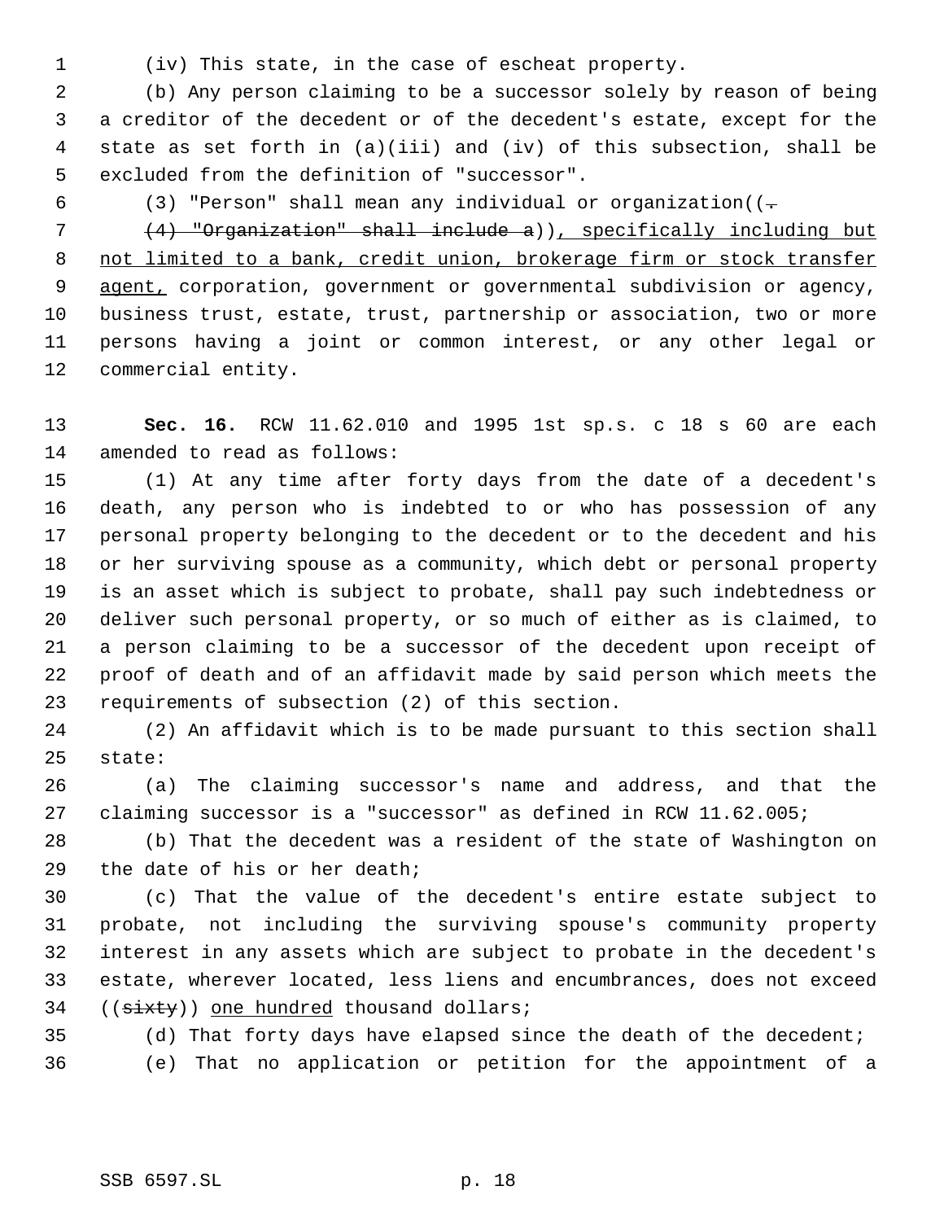(iv) This state, in the case of escheat property.

(b) Any person claiming to be a successor solely by reason of being a creditor of the decedent or of the decedent's estate, except for the state as set forth in (a)(iii) and (iv) of this subsection, shall be excluded from the definition of "successor".

(3) "Person" shall mean any individual or organization((.

~~(4) "Organization" shall include a~~)), specifically including but not limited to a bank, credit union, brokerage firm or stock transfer agent, corporation, government or governmental subdivision or agency, business trust, estate, trust, partnership or association, two or more persons having a joint or common interest, or any other legal or commercial entity.

**Sec. 16.** RCW 11.62.010 and 1995 1st sp.s. c 18 s 60 are each amended to read as follows:

(1) At any time after forty days from the date of a decedent's death, any person who is indebted to or who has possession of any personal property belonging to the decedent or to the decedent and his or her surviving spouse as a community, which debt or personal property is an asset which is subject to probate, shall pay such indebtedness or deliver such personal property, or so much of either as is claimed, to a person claiming to be a successor of the decedent upon receipt of proof of death and of an affidavit made by said person which meets the requirements of subsection (2) of this section.

(2) An affidavit which is to be made pursuant to this section shall state:

(a) The claiming successor's name and address, and that the claiming successor is a "successor" as defined in RCW 11.62.005;

(b) That the decedent was a resident of the state of Washington on the date of his or her death;

(c) That the value of the decedent's entire estate subject to probate, not including the surviving spouse's community property interest in any assets which are subject to probate in the decedent's estate, wherever located, less liens and encumbrances, does not exceed ((~~sixty~~)) one hundred thousand dollars;

(d) That forty days have elapsed since the death of the decedent;

(e) That no application or petition for the appointment of a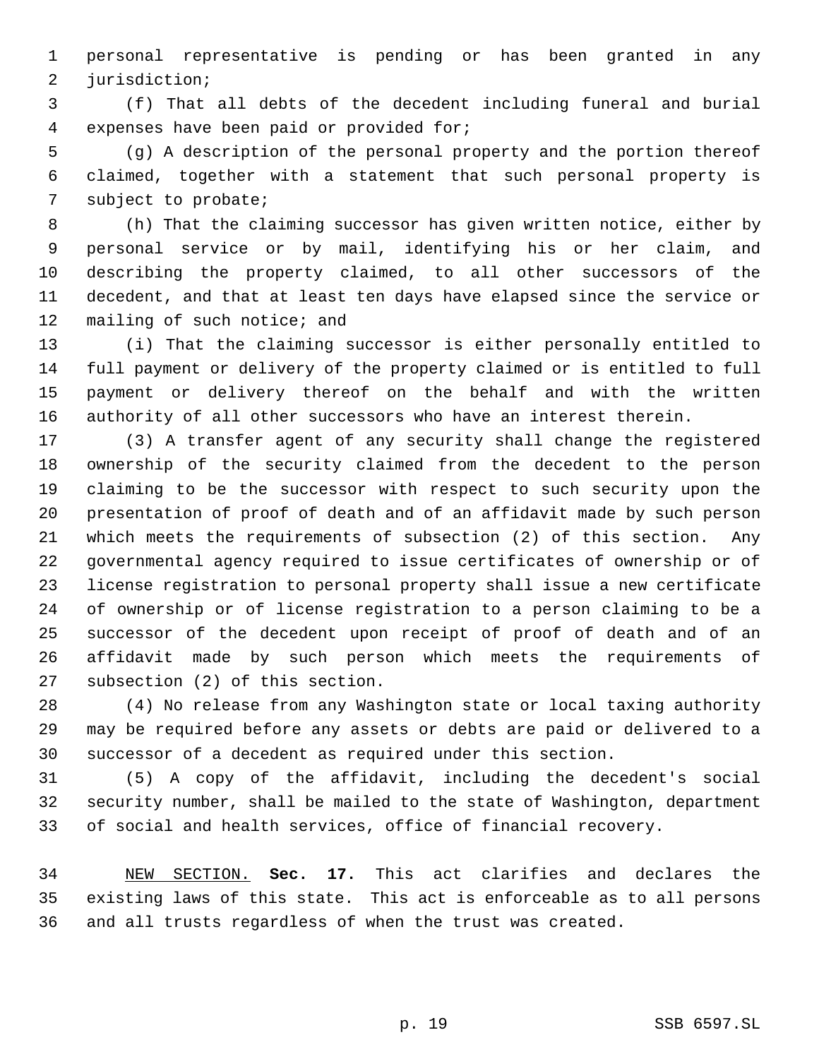personal representative is pending or has been granted in any jurisdiction;

(f) That all debts of the decedent including funeral and burial expenses have been paid or provided for;

(g) A description of the personal property and the portion thereof claimed, together with a statement that such personal property is subject to probate;

(h) That the claiming successor has given written notice, either by personal service or by mail, identifying his or her claim, and describing the property claimed, to all other successors of the decedent, and that at least ten days have elapsed since the service or mailing of such notice; and

(i) That the claiming successor is either personally entitled to full payment or delivery of the property claimed or is entitled to full payment or delivery thereof on the behalf and with the written authority of all other successors who have an interest therein.

(3) A transfer agent of any security shall change the registered ownership of the security claimed from the decedent to the person claiming to be the successor with respect to such security upon the presentation of proof of death and of an affidavit made by such person which meets the requirements of subsection (2) of this section. Any governmental agency required to issue certificates of ownership or of license registration to personal property shall issue a new certificate of ownership or of license registration to a person claiming to be a successor of the decedent upon receipt of proof of death and of an affidavit made by such person which meets the requirements of subsection (2) of this section.

(4) No release from any Washington state or local taxing authority may be required before any assets or debts are paid or delivered to a successor of a decedent as required under this section.

(5) A copy of the affidavit, including the decedent's social security number, shall be mailed to the state of Washington, department of social and health services, office of financial recovery.

NEW SECTION. **Sec. 17.** This act clarifies and declares the existing laws of this state. This act is enforceable as to all persons and all trusts regardless of when the trust was created.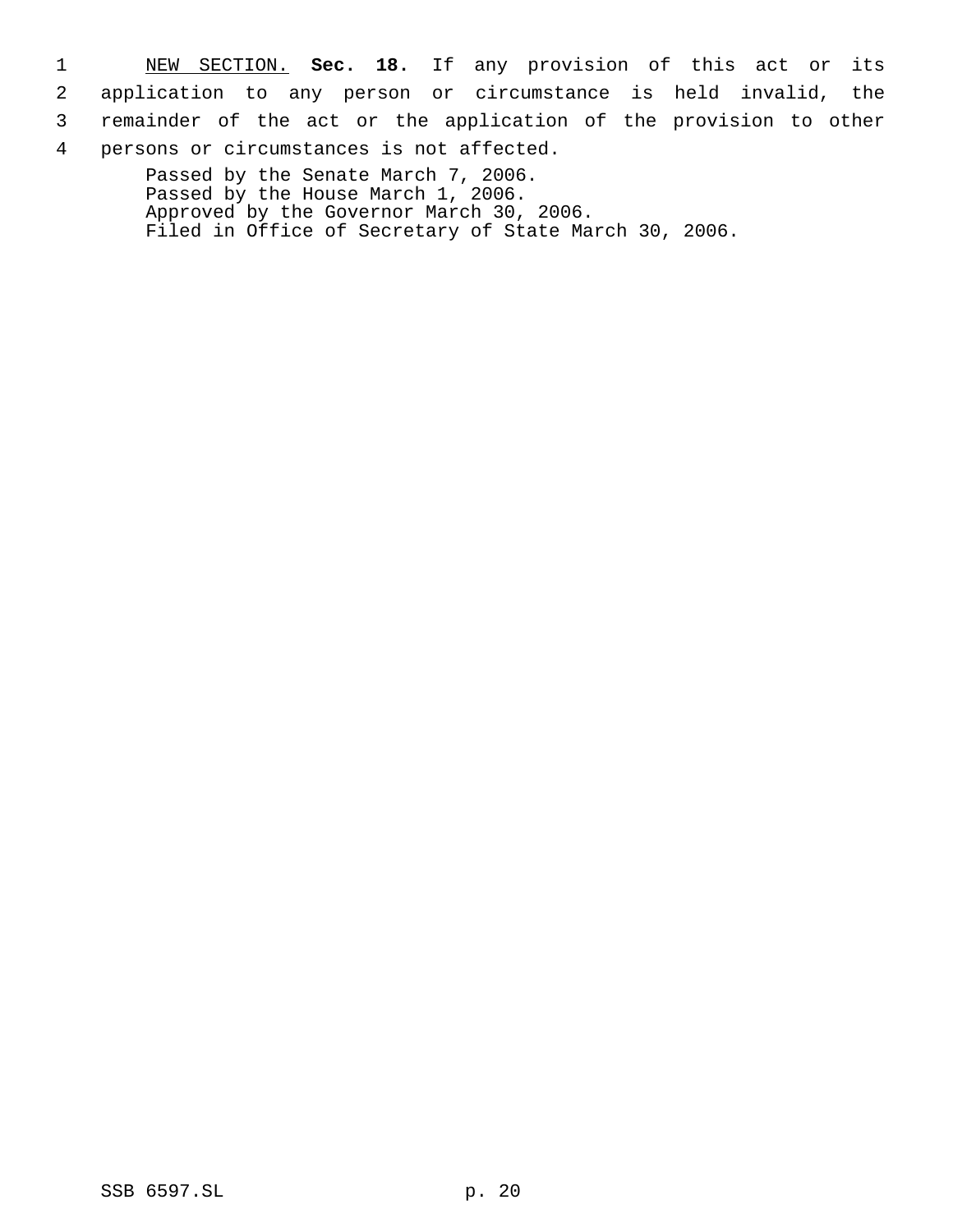<u>NEW SECTION.</u> **Sec. 18.** If any provision of this act or its application to any person or circumstance is held invalid, the remainder of the act or the application of the provision to other persons or circumstances is not affected.

Passed by the Senate March 7, 2006.
Passed by the House March 1, 2006.
Approved by the Governor March 30, 2006.
Filed in Office of Secretary of State March 30, 2006.